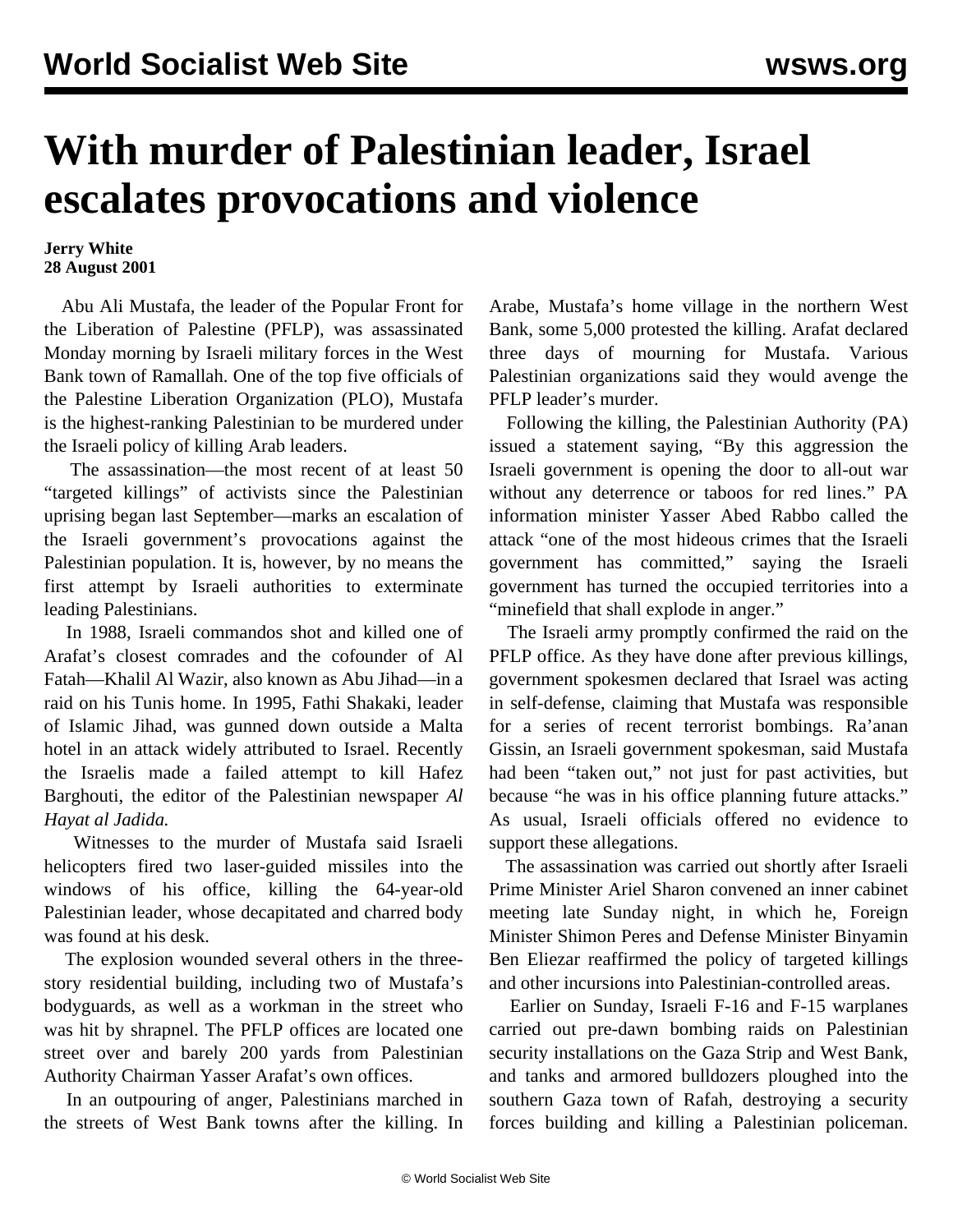# With murder of Palestinian leader, Israel escalates provocations and violence

**Jerry White**
**28 August 2001**

Abu Ali Mustafa, the leader of the Popular Front for the Liberation of Palestine (PFLP), was assassinated Monday morning by Israeli military forces in the West Bank town of Ramallah. One of the top five officials of the Palestine Liberation Organization (PLO), Mustafa is the highest-ranking Palestinian to be murdered under the Israeli policy of killing Arab leaders.

The assassination—the most recent of at least 50 "targeted killings" of activists since the Palestinian uprising began last September—marks an escalation of the Israeli government's provocations against the Palestinian population. It is, however, by no means the first attempt by Israeli authorities to exterminate leading Palestinians.

In 1988, Israeli commandos shot and killed one of Arafat's closest comrades and the cofounder of Al Fatah—Khalil Al Wazir, also known as Abu Jihad—in a raid on his Tunis home. In 1995, Fathi Shakaki, leader of Islamic Jihad, was gunned down outside a Malta hotel in an attack widely attributed to Israel. Recently the Israelis made a failed attempt to kill Hafez Barghouti, the editor of the Palestinian newspaper *Al Hayat al Jadida.*

Witnesses to the murder of Mustafa said Israeli helicopters fired two laser-guided missiles into the windows of his office, killing the 64-year-old Palestinian leader, whose decapitated and charred body was found at his desk.

The explosion wounded several others in the three-story residential building, including two of Mustafa's bodyguards, as well as a workman in the street who was hit by shrapnel. The PFLP offices are located one street over and barely 200 yards from Palestinian Authority Chairman Yasser Arafat's own offices.

In an outpouring of anger, Palestinians marched in the streets of West Bank towns after the killing. In Arabe, Mustafa's home village in the northern West Bank, some 5,000 protested the killing. Arafat declared three days of mourning for Mustafa. Various Palestinian organizations said they would avenge the PFLP leader's murder.

Following the killing, the Palestinian Authority (PA) issued a statement saying, "By this aggression the Israeli government is opening the door to all-out war without any deterrence or taboos for red lines." PA information minister Yasser Abed Rabbo called the attack "one of the most hideous crimes that the Israeli government has committed," saying the Israeli government has turned the occupied territories into a "minefield that shall explode in anger."

The Israeli army promptly confirmed the raid on the PFLP office. As they have done after previous killings, government spokesmen declared that Israel was acting in self-defense, claiming that Mustafa was responsible for a series of recent terrorist bombings. Ra'anan Gissin, an Israeli government spokesman, said Mustafa had been "taken out," not just for past activities, but because "he was in his office planning future attacks." As usual, Israeli officials offered no evidence to support these allegations.

The assassination was carried out shortly after Israeli Prime Minister Ariel Sharon convened an inner cabinet meeting late Sunday night, in which he, Foreign Minister Shimon Peres and Defense Minister Binyamin Ben Eliezar reaffirmed the policy of targeted killings and other incursions into Palestinian-controlled areas.

Earlier on Sunday, Israeli F-16 and F-15 warplanes carried out pre-dawn bombing raids on Palestinian security installations on the Gaza Strip and West Bank, and tanks and armored bulldozers ploughed into the southern Gaza town of Rafah, destroying a security forces building and killing a Palestinian policeman.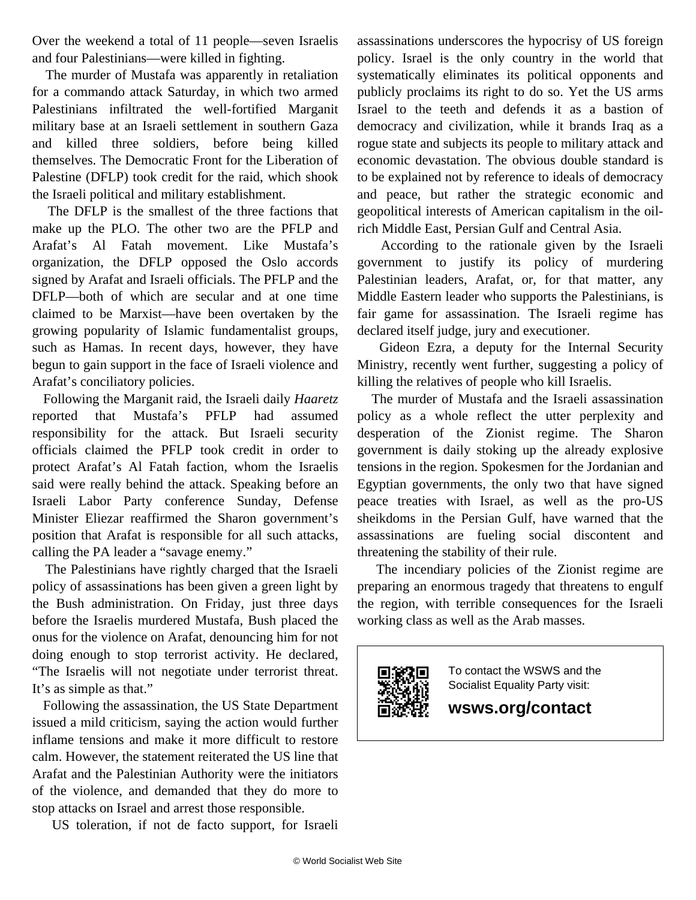Over the weekend a total of 11 people—seven Israelis and four Palestinians—were killed in fighting.

The murder of Mustafa was apparently in retaliation for a commando attack Saturday, in which two armed Palestinians infiltrated the well-fortified Marganit military base at an Israeli settlement in southern Gaza and killed three soldiers, before being killed themselves. The Democratic Front for the Liberation of Palestine (DFLP) took credit for the raid, which shook the Israeli political and military establishment.

The DFLP is the smallest of the three factions that make up the PLO. The other two are the PFLP and Arafat's Al Fatah movement. Like Mustafa's organization, the DFLP opposed the Oslo accords signed by Arafat and Israeli officials. The PFLP and the DFLP—both of which are secular and at one time claimed to be Marxist—have been overtaken by the growing popularity of Islamic fundamentalist groups, such as Hamas. In recent days, however, they have begun to gain support in the face of Israeli violence and Arafat's conciliatory policies.

Following the Marganit raid, the Israeli daily *Haaretz* reported that Mustafa's PFLP had assumed responsibility for the attack. But Israeli security officials claimed the PFLP took credit in order to protect Arafat's Al Fatah faction, whom the Israelis said were really behind the attack. Speaking before an Israeli Labor Party conference Sunday, Defense Minister Eliezar reaffirmed the Sharon government's position that Arafat is responsible for all such attacks, calling the PA leader a "savage enemy."

The Palestinians have rightly charged that the Israeli policy of assassinations has been given a green light by the Bush administration. On Friday, just three days before the Israelis murdered Mustafa, Bush placed the onus for the violence on Arafat, denouncing him for not doing enough to stop terrorist activity. He declared, "The Israelis will not negotiate under terrorist threat. It's as simple as that."

Following the assassination, the US State Department issued a mild criticism, saying the action would further inflame tensions and make it more difficult to restore calm. However, the statement reiterated the US line that Arafat and the Palestinian Authority were the initiators of the violence, and demanded that they do more to stop attacks on Israel and arrest those responsible.

US toleration, if not de facto support, for Israeli assassinations underscores the hypocrisy of US foreign policy. Israel is the only country in the world that systematically eliminates its political opponents and publicly proclaims its right to do so. Yet the US arms Israel to the teeth and defends it as a bastion of democracy and civilization, while it brands Iraq as a rogue state and subjects its people to military attack and economic devastation. The obvious double standard is to be explained not by reference to ideals of democracy and peace, but rather the strategic economic and geopolitical interests of American capitalism in the oil-rich Middle East, Persian Gulf and Central Asia.

According to the rationale given by the Israeli government to justify its policy of murdering Palestinian leaders, Arafat, or, for that matter, any Middle Eastern leader who supports the Palestinians, is fair game for assassination. The Israeli regime has declared itself judge, jury and executioner.

Gideon Ezra, a deputy for the Internal Security Ministry, recently went further, suggesting a policy of killing the relatives of people who kill Israelis.

The murder of Mustafa and the Israeli assassination policy as a whole reflect the utter perplexity and desperation of the Zionist regime. The Sharon government is daily stoking up the already explosive tensions in the region. Spokesmen for the Jordanian and Egyptian governments, the only two that have signed peace treaties with Israel, as well as the pro-US sheikdoms in the Persian Gulf, have warned that the assassinations are fueling social discontent and threatening the stability of their rule.

The incendiary policies of the Zionist regime are preparing an enormous tragedy that threatens to engulf the region, with terrible consequences for the Israeli working class as well as the Arab masses.

To contact the WSWS and the Socialist Equality Party visit:

**wsws.org/contact**